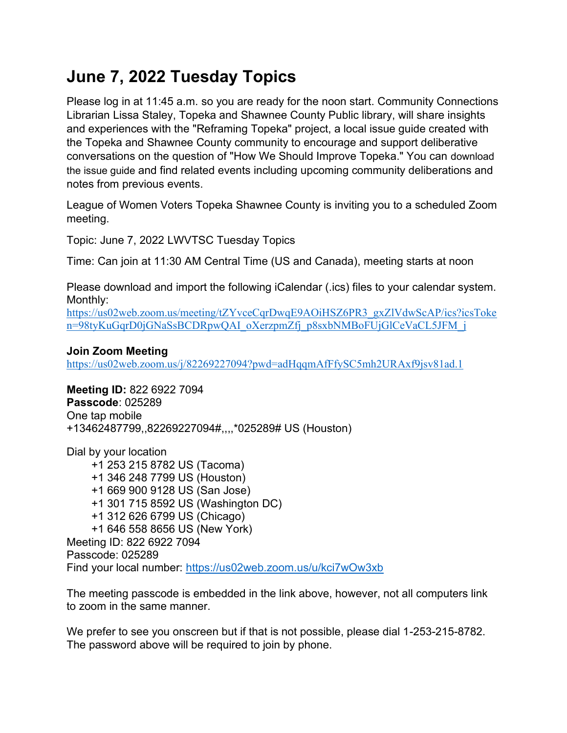# June 7, 2022 Tuesday Topics

Please log in at 11:45 a.m. so you are ready for the noon start. Community Connections Librarian Lissa Staley, Topeka and Shawnee County Public library, will share insights and experiences with the "Reframing Topeka" project, a local issue guide created with the Topeka and Shawnee County community to encourage and support deliberative conversations on the question of "How We Should Improve Topeka." You can download the issue guide and find related events including upcoming community deliberations and notes from previous events.

League of Women Voters Topeka Shawnee County is inviting you to a scheduled Zoom meeting.

Topic: June 7, 2022 LWVTSC Tuesday Topics

Time: Can join at 11:30 AM Central Time (US and Canada), meeting starts at noon

Please download and import the following iCalendar (.ics) files to your calendar system.
Monthly:
https://us02web.zoom.us/meeting/tZYvceCqrDwqE9AOiHSZ6PR3_gxZlVdwScAP/ics?icsToken=98tyKuGqrD0jGNaSsBCDRpwQAI_oXerzpmZfj_p8sxbNMBoFUjGlCeVaCL5JFM_j

**Join Zoom Meeting**
https://us02web.zoom.us/j/82269227094?pwd=adHqqmAfFfySC5mh2URAxf9jsv81ad.1

**Meeting ID:** 822 6922 7094
**Passcode**: 025289
One tap mobile
+13462487799,,82269227094#,,,,*025289# US (Houston)

Dial by your location
+1 253 215 8782 US (Tacoma)
+1 346 248 7799 US (Houston)
+1 669 900 9128 US (San Jose)
+1 301 715 8592 US (Washington DC)
+1 312 626 6799 US (Chicago)
+1 646 558 8656 US (New York)
Meeting ID: 822 6922 7094
Passcode: 025289
Find your local number: https://us02web.zoom.us/u/kci7wOw3xb

The meeting passcode is embedded in the link above, however, not all computers link to zoom in the same manner.

We prefer to see you onscreen but if that is not possible, please dial 1-253-215-8782. The password above will be required to join by phone.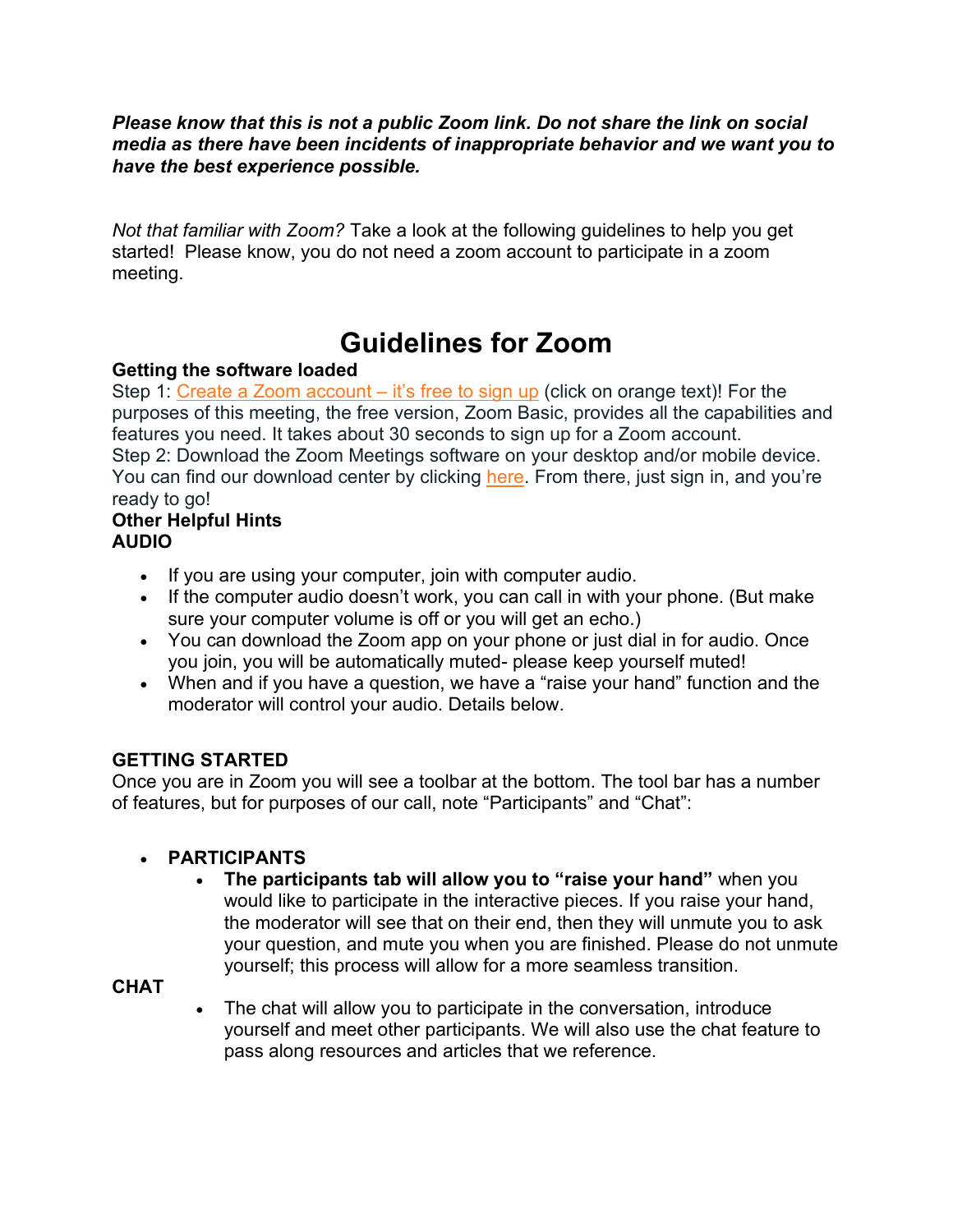***Please know that this is not a public Zoom link. Do not share the link on social media as there have been incidents of inappropriate behavior and we want you to have the best experience possible.***

*Not that familiar with Zoom?* Take a look at the following guidelines to help you get started! Please know, you do not need a zoom account to participate in a zoom meeting.

# Guidelines for Zoom

**Getting the software loaded**

Step 1: Create a Zoom account – it's free to sign up (click on orange text)! For the purposes of this meeting, the free version, Zoom Basic, provides all the capabilities and features you need. It takes about 30 seconds to sign up for a Zoom account.
Step 2: Download the Zoom Meetings software on your desktop and/or mobile device. You can find our download center by clicking here. From there, just sign in, and you're ready to go!

**Other Helpful Hints**

**AUDIO**

- If you are using your computer, join with computer audio.
- If the computer audio doesn't work, you can call in with your phone. (But make sure your computer volume is off or you will get an echo.)
- You can download the Zoom app on your phone or just dial in for audio. Once you join, you will be automatically muted- please keep yourself muted!
- When and if you have a question, we have a "raise your hand" function and the moderator will control your audio. Details below.

**GETTING STARTED**

Once you are in Zoom you will see a toolbar at the bottom. The tool bar has a number of features, but for purposes of our call, note "Participants" and "Chat":

- **PARTICIPANTS**
  - **The participants tab will allow you to "raise your hand"** when you would like to participate in the interactive pieces. If you raise your hand, the moderator will see that on their end, then they will unmute you to ask your question, and mute you when you are finished. Please do not unmute yourself; this process will allow for a more seamless transition.

**CHAT**

- The chat will allow you to participate in the conversation, introduce yourself and meet other participants. We will also use the chat feature to pass along resources and articles that we reference.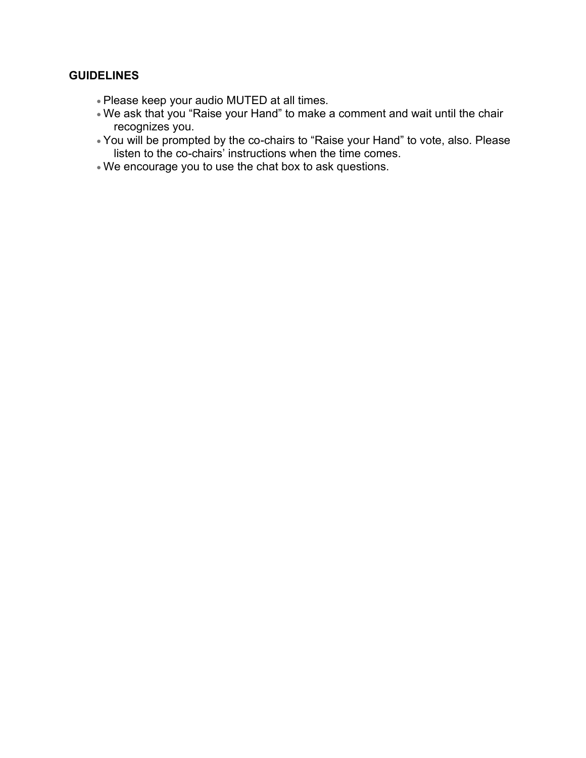**GUIDELINES**

- Please keep your audio MUTED at all times.
- We ask that you “Raise your Hand” to make a comment and wait until the chair recognizes you.
- You will be prompted by the co-chairs to “Raise your Hand” to vote, also. Please listen to the co-chairs’ instructions when the time comes.
- We encourage you to use the chat box to ask questions.